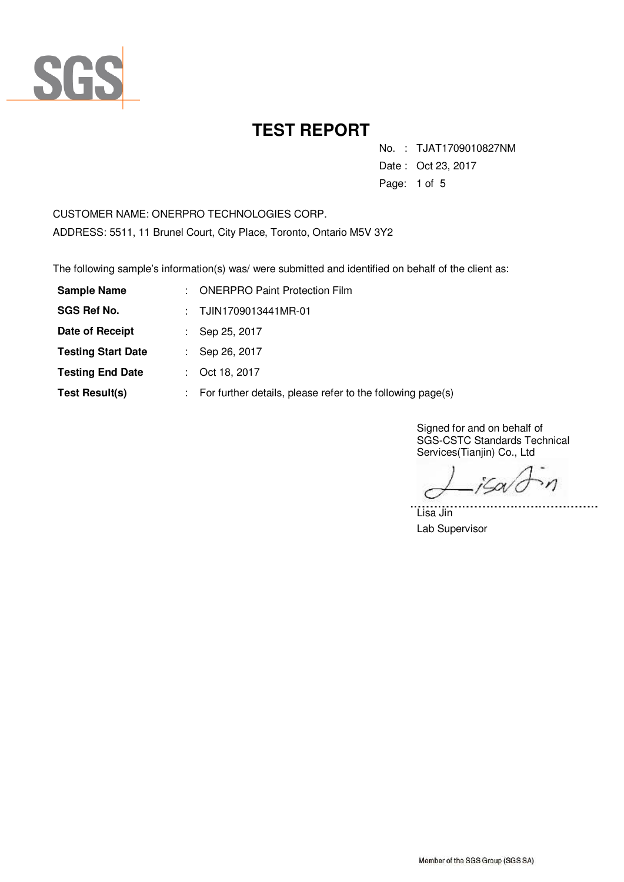SGS

# TEST REPORT

No. : TJAT1709010827NM
Date : Oct 23, 2017

CUSTOMER NAME: ONERPRO TECHNOLOGIES CORP.
ADDRESS: 5511, 11 Brunel Court, City Place, Toronto, Ontario M5V 3Y2

The following sample's information(s) was/ were submitted and identified on behalf of the client as:

| | | |
|---|---|---|
| **Sample Name** | : | ONERPRO Paint Protection Film |
| **SGS Ref No.** | : | TJIN1709013441MR-01 |
| **Date of Receipt** | : | Sep 25, 2017 |
| **Testing Start Date** | : | Sep 26, 2017 |
| **Testing End Date** | : | Oct 18, 2017 |
| **Test Result(s)** | : | For further details, please refer to the following page(s) |

Signed for and on behalf of
SGS-CSTC Standards Technical Services(Tianjin) Co., Ltd

Lisa Jin
Lab Supervisor

Member of the SGS Group (SGS SA)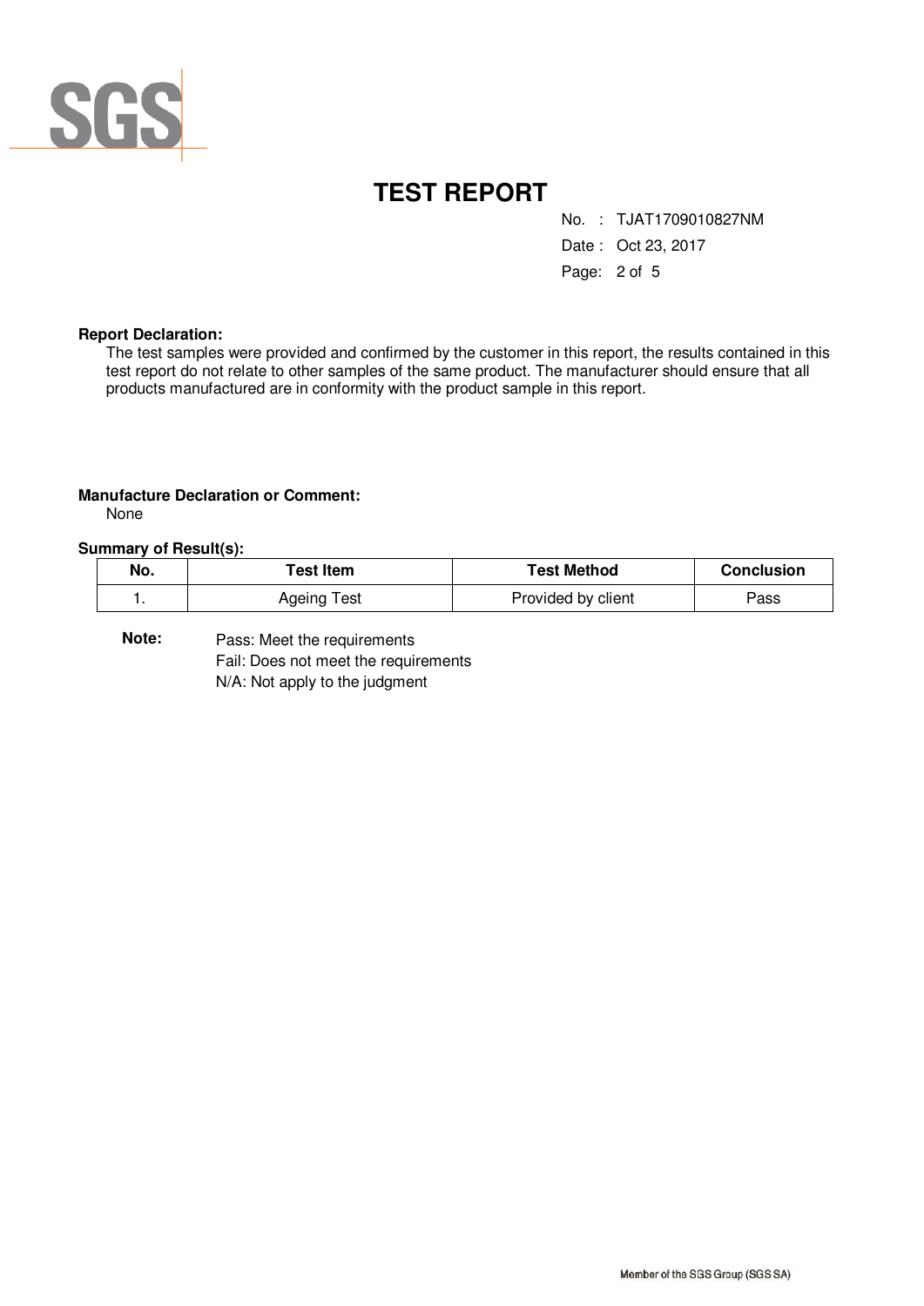# TEST REPORT

No. : TJAT1709010827NM
Date : Oct 23, 2017

**Report Declaration:**

The test samples were provided and confirmed by the customer in this report, the results contained in this test report do not relate to other samples of the same product. The manufacturer should ensure that all products manufactured are in conformity with the product sample in this report.

**Manufacture Declaration or Comment:**

None

**Summary of Result(s):**

| No. | Test Item | Test Method | Conclusion |
|---|---|---|---|
| 1. | Ageing Test | Provided by client | Pass |

**Note:** Pass: Meet the requirements
Fail: Does not meet the requirements
N/A: Not apply to the judgment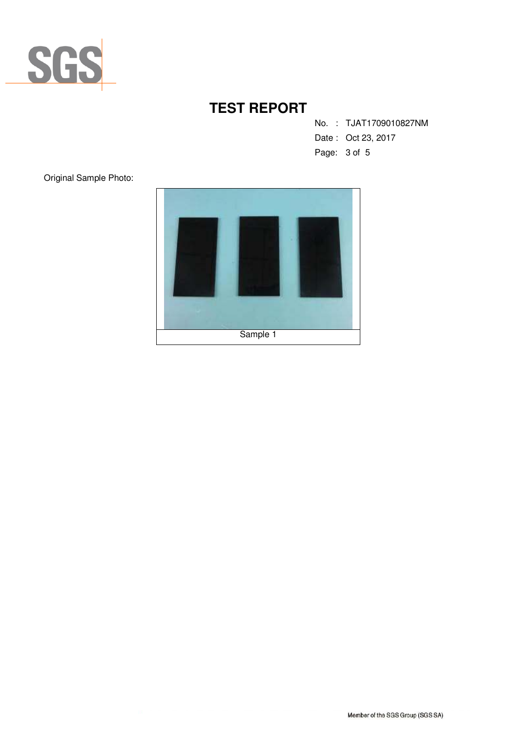# TEST REPORT

No. : TJAT1709010827NM

Date : Oct 23, 2017

Original Sample Photo:

Sample 1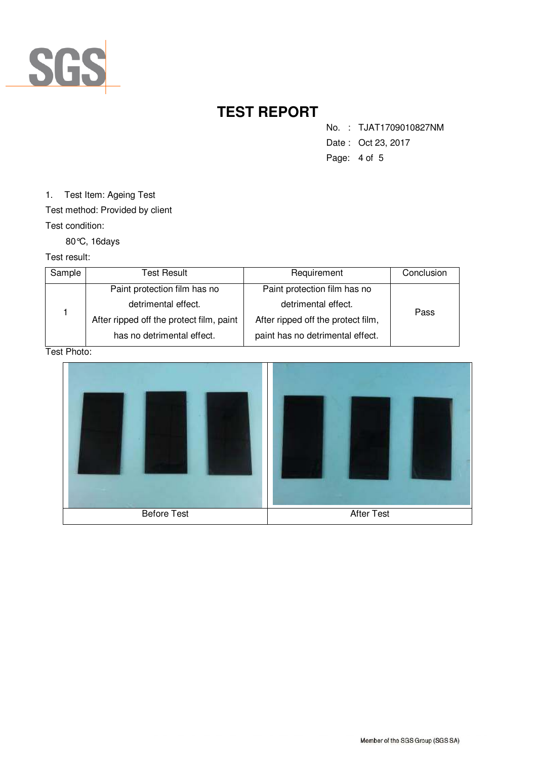# TEST REPORT

No. : TJAT1709010827NM

Date : Oct 23, 2017

1. Test Item: Ageing Test

Test method: Provided by client

Test condition:

80℃, 16days

Test result:

| Sample | Test Result | Requirement | Conclusion |
|---|---|---|---|
| 1 | Paint protection film has no detrimental effect. After ripped off the protect film, paint has no detrimental effect. | Paint protection film has no detrimental effect. After ripped off the protect film, paint has no detrimental effect. | Pass |

Test Photo:

| Before Test | After Test |
|---|---|

Member of the SGS Group (SGS SA)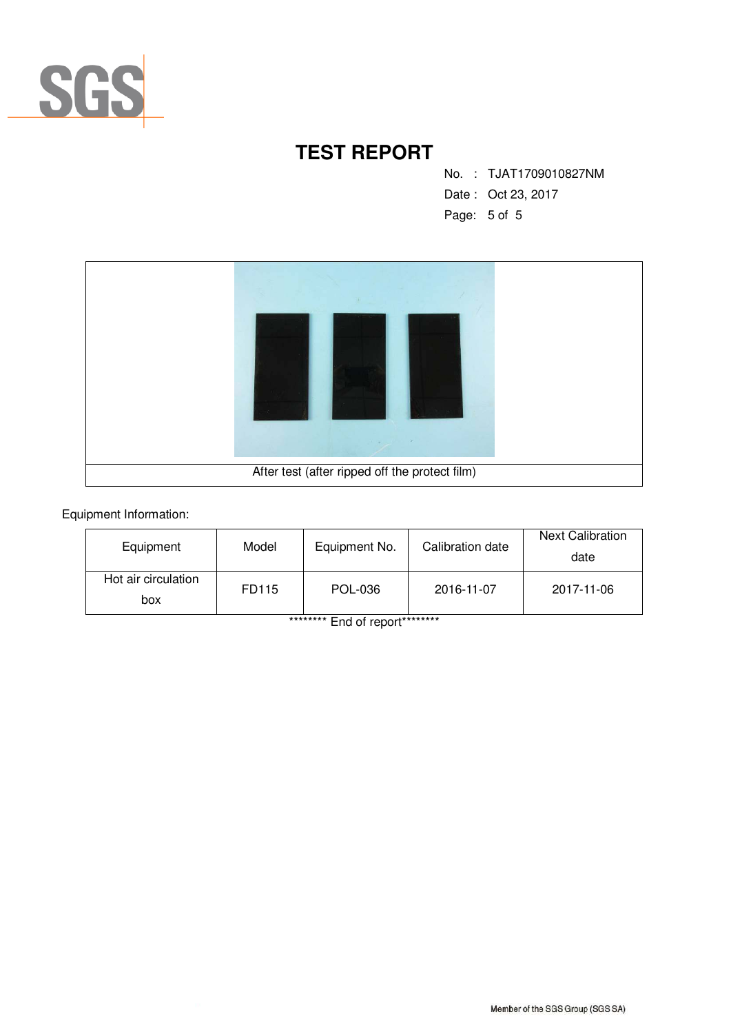# TEST REPORT

No. : TJAT1709010827NM
Date : Oct 23, 2017

After test (after ripped off the protect film)

Equipment Information:

| Equipment | Model | Equipment No. | Calibration date | Next Calibration date |
|---|---|---|---|---|
| Hot air circulation box | FD115 | POL-036 | 2016-11-07 | 2017-11-06 |

******** End of report********